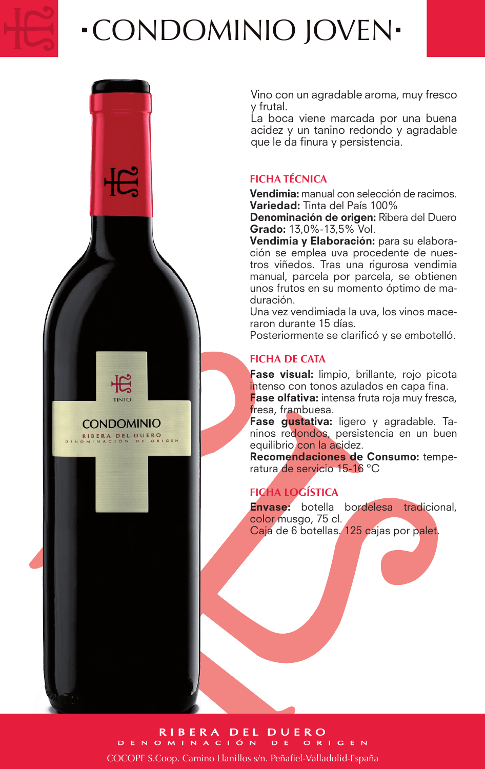# ·CONDOMINIO JOVEN·

Vino con un agradable aroma, muy fresco y frutal.
La boca viene marcada por una buena acidez y un tanino redondo y agradable que le da finura y persistencia.

## FICHA TÉCNICA

**Vendimia:** manual con selección de racimos.
**Variedad:** Tinta del País 100%
**Denominación de origen:** Ribera del Duero
**Grado:** 13,0%-13,5% Vol.
**Vendimia y Elaboración:** para su elaboración se emplea uva procedente de nuestros viñedos. Tras una rigurosa vendimia manual, parcela por parcela, se obtienen unos frutos en su momento óptimo de maduración.
Una vez vendimiada la uva, los vinos maceraron durante 15 días.
Posteriormente se clarificó y se embotelló.

## FICHA DE CATA

**Fase visual:** limpio, brillante, rojo picota intenso con tonos azulados en capa fina.
**Fase olfativa:** intensa fruta roja muy fresca, fresa, frambuesa.
**Fase gustativa:** ligero y agradable. Taninos redondos, persistencia en un buen equilibrio con la acidez.
**Recomendaciones de Consumo:** temperatura de servicio 15-16 °C

## FICHA LOGÍSTICA

**Envase:** botella bordelesa tradicional, color musgo, 75 cl.
Caja de 6 botellas. 125 cajas por palet.

RIBERA DEL DUERO
DENOMINACIÓN DE ORIGEN

COCOPE S.Coop. Camino Llanillos s/n. Peñafiel-Valladolid-España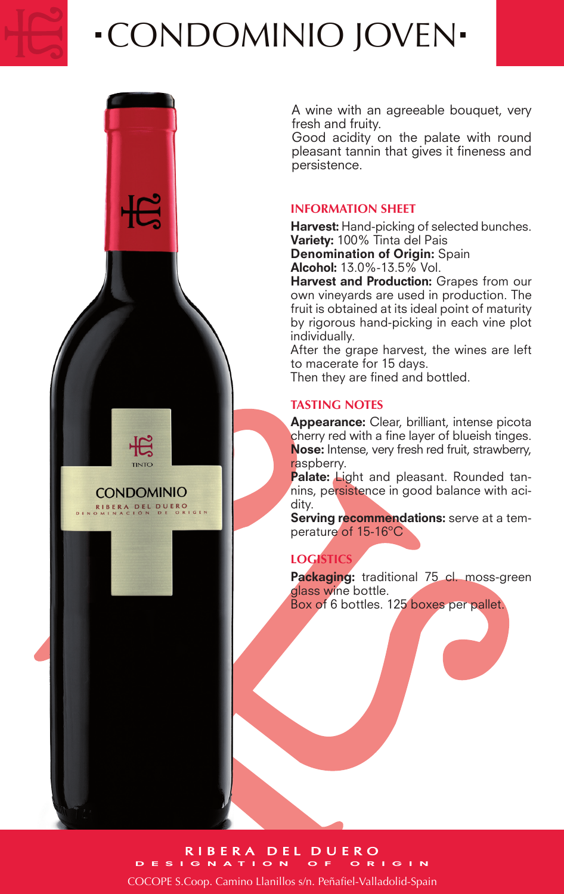# ·CONDOMINIO JOVEN·

A wine with an agreeable bouquet, very fresh and fruity.
Good acidity on the palate with round pleasant tannin that gives it fineness and persistence.

## INFORMATION SHEET

**Harvest:** Hand-picking of selected bunches.
**Variety:** 100% Tinta del Pais
**Denomination of Origin:** Spain
**Alcohol:** 13.0%-13.5% Vol.
**Harvest and Production:** Grapes from our own vineyards are used in production. The fruit is obtained at its ideal point of maturity by rigorous hand-picking in each vine plot individually.
After the grape harvest, the wines are left to macerate for 15 days.
Then they are fined and bottled.

## TASTING NOTES

**Appearance:** Clear, brilliant, intense picota cherry red with a fine layer of blueish tinges.
**Nose:** Intense, very fresh red fruit, strawberry, raspberry.
**Palate:** Light and pleasant. Rounded tannins, persistence in good balance with acidity.
**Serving recommendations:** serve at a temperature of 15-16ºC

## LOGISTICS

**Packaging:** traditional 75 cl. moss-green glass wine bottle.
Box of 6 bottles. 125 boxes per pallet.

RIBERA DEL DUERO
DESIGNATION OF ORIGIN

COCOPE S.Coop. Camino Llanillos s/n. Peñafiel-Valladolid-Spain